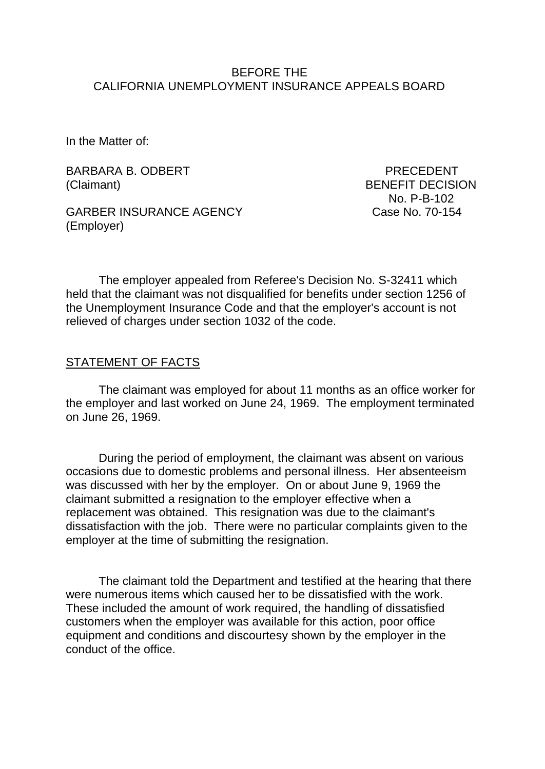BEFORE THE
CALIFORNIA UNEMPLOYMENT INSURANCE APPEALS BOARD

In the Matter of:

BARBARA B. ODBERT
(Claimant)

GARBER INSURANCE AGENCY
(Employer)

PRECEDENT
BENEFIT DECISION
No. P-B-102
Case No. 70-154

The employer appealed from Referee's Decision No. S-32411 which held that the claimant was not disqualified for benefits under section 1256 of the Unemployment Insurance Code and that the employer's account is not relieved of charges under section 1032 of the code.

## STATEMENT OF FACTS

The claimant was employed for about 11 months as an office worker for the employer and last worked on June 24, 1969. The employment terminated on June 26, 1969.

During the period of employment, the claimant was absent on various occasions due to domestic problems and personal illness. Her absenteeism was discussed with her by the employer. On or about June 9, 1969 the claimant submitted a resignation to the employer effective when a replacement was obtained. This resignation was due to the claimant's dissatisfaction with the job. There were no particular complaints given to the employer at the time of submitting the resignation.

The claimant told the Department and testified at the hearing that there were numerous items which caused her to be dissatisfied with the work. These included the amount of work required, the handling of dissatisfied customers when the employer was available for this action, poor office equipment and conditions and discourtesy shown by the employer in the conduct of the office.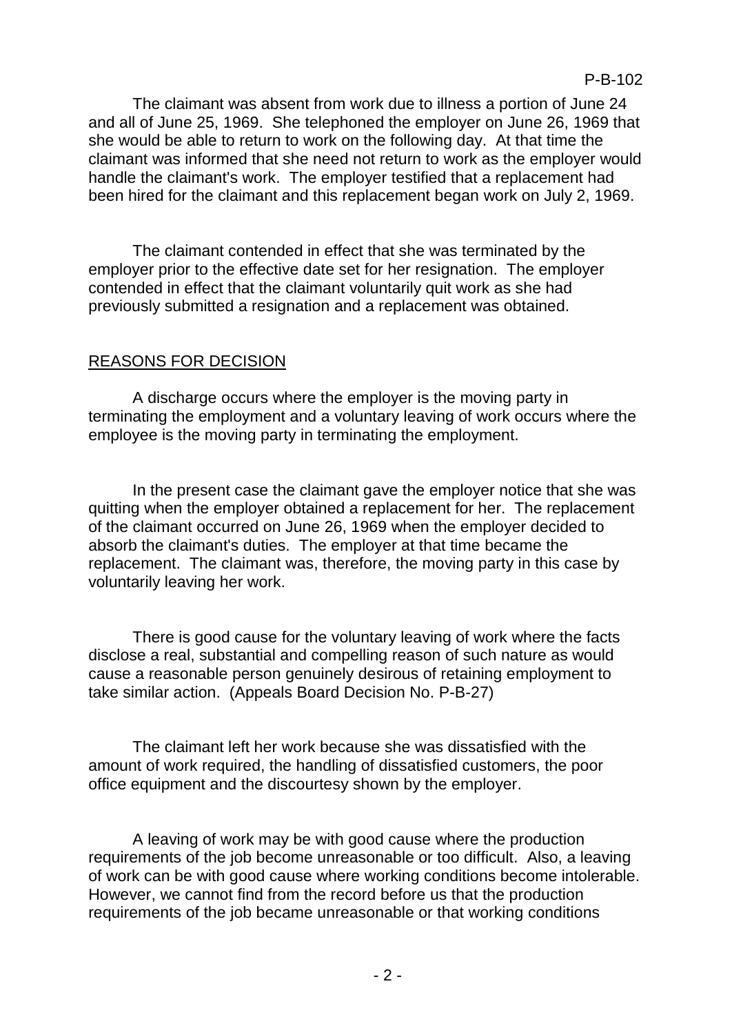The claimant was absent from work due to illness a portion of June 24 and all of June 25, 1969. She telephoned the employer on June 26, 1969 that she would be able to return to work on the following day. At that time the claimant was informed that she need not return to work as the employer would handle the claimant's work. The employer testified that a replacement had been hired for the claimant and this replacement began work on July 2, 1969.

The claimant contended in effect that she was terminated by the employer prior to the effective date set for her resignation. The employer contended in effect that the claimant voluntarily quit work as she had previously submitted a resignation and a replacement was obtained.

## REASONS FOR DECISION

A discharge occurs where the employer is the moving party in terminating the employment and a voluntary leaving of work occurs where the employee is the moving party in terminating the employment.

In the present case the claimant gave the employer notice that she was quitting when the employer obtained a replacement for her. The replacement of the claimant occurred on June 26, 1969 when the employer decided to absorb the claimant's duties. The employer at that time became the replacement. The claimant was, therefore, the moving party in this case by voluntarily leaving her work.

There is good cause for the voluntary leaving of work where the facts disclose a real, substantial and compelling reason of such nature as would cause a reasonable person genuinely desirous of retaining employment to take similar action. (Appeals Board Decision No. P-B-27)

The claimant left her work because she was dissatisfied with the amount of work required, the handling of dissatisfied customers, the poor office equipment and the discourtesy shown by the employer.

A leaving of work may be with good cause where the production requirements of the job become unreasonable or too difficult. Also, a leaving of work can be with good cause where working conditions become intolerable. However, we cannot find from the record before us that the production requirements of the job became unreasonable or that working conditions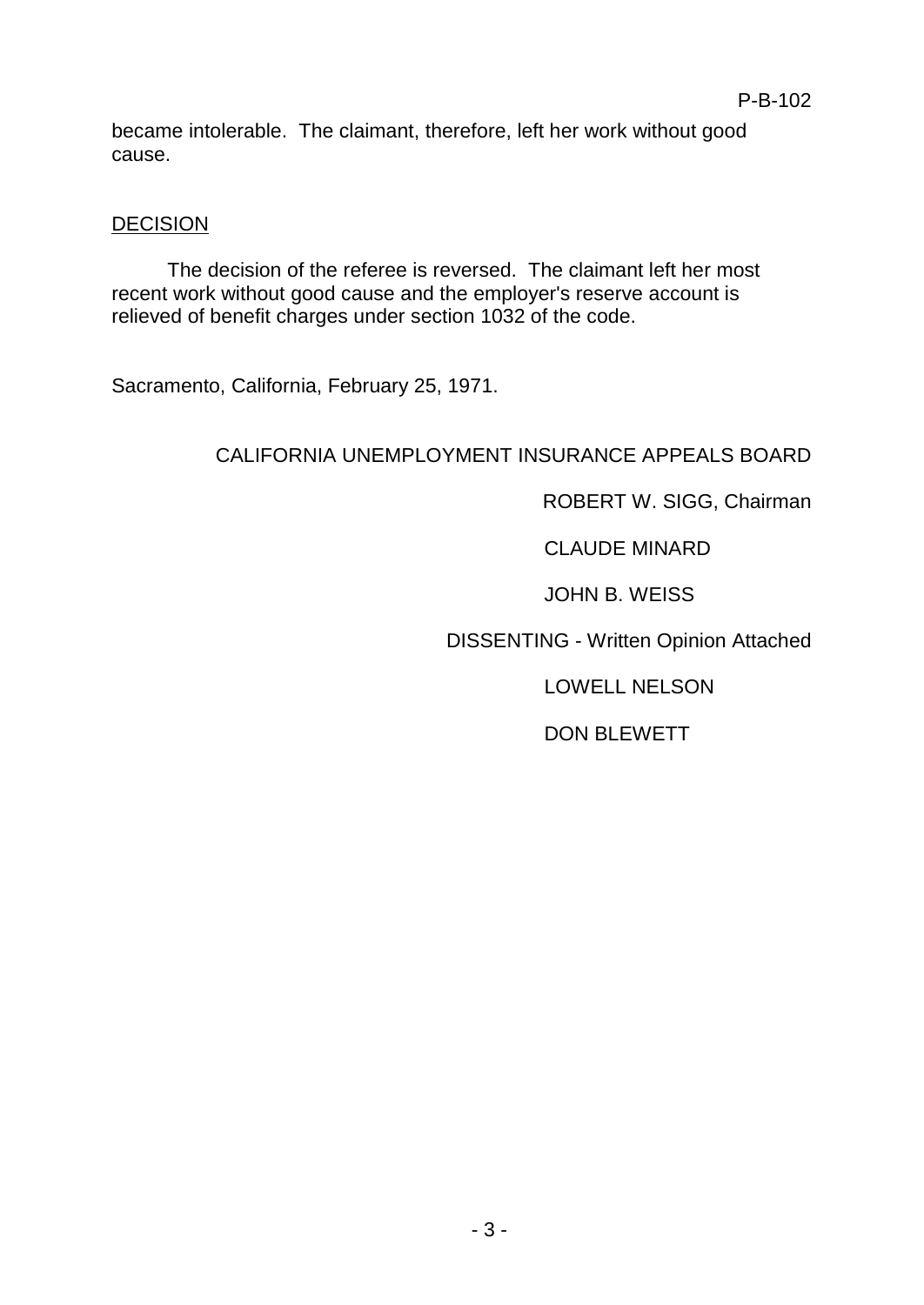became intolerable. The claimant, therefore, left her work without good cause.

DECISION

The decision of the referee is reversed. The claimant left her most recent work without good cause and the employer's reserve account is relieved of benefit charges under section 1032 of the code.

Sacramento, California, February 25, 1971.

CALIFORNIA UNEMPLOYMENT INSURANCE APPEALS BOARD

ROBERT W. SIGG, Chairman

CLAUDE MINARD

JOHN B. WEISS

DISSENTING - Written Opinion Attached

LOWELL NELSON

DON BLEWETT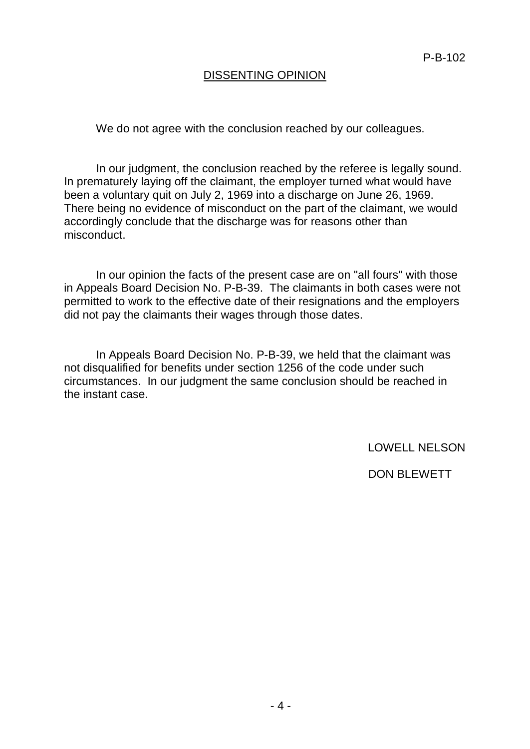## DISSENTING OPINION

We do not agree with the conclusion reached by our colleagues.

In our judgment, the conclusion reached by the referee is legally sound. In prematurely laying off the claimant, the employer turned what would have been a voluntary quit on July 2, 1969 into a discharge on June 26, 1969. There being no evidence of misconduct on the part of the claimant, we would accordingly conclude that the discharge was for reasons other than misconduct.

In our opinion the facts of the present case are on "all fours" with those in Appeals Board Decision No. P-B-39. The claimants in both cases were not permitted to work to the effective date of their resignations and the employers did not pay the claimants their wages through those dates.

In Appeals Board Decision No. P-B-39, we held that the claimant was not disqualified for benefits under section 1256 of the code under such circumstances. In our judgment the same conclusion should be reached in the instant case.

LOWELL NELSON

DON BLEWETT